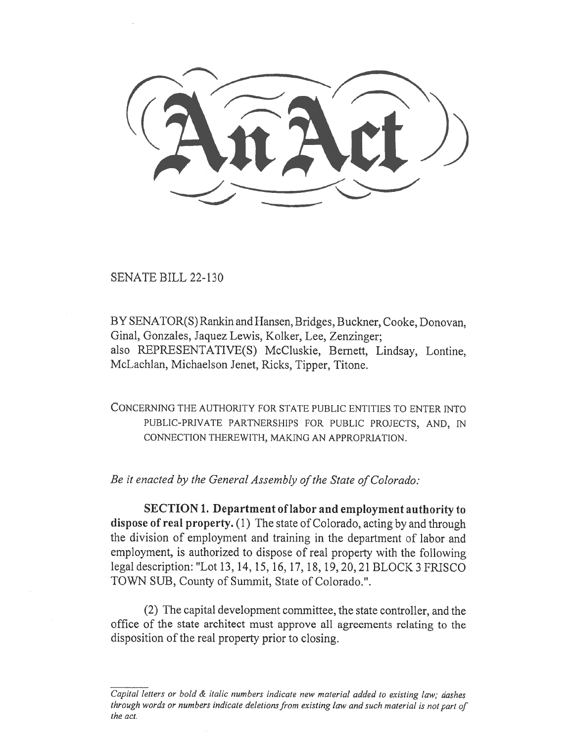# An Act

SENATE BILL 22-130

BY SENATOR(S) Rankin and Hansen, Bridges, Buckner, Cooke, Donovan, Ginal, Gonzales, Jaquez Lewis, Kolker, Lee, Zenzinger;
also REPRESENTATIVE(S) McCluskie, Bernett, Lindsay, Lontine, McLachlan, Michaelson Jenet, Ricks, Tipper, Titone.

CONCERNING THE AUTHORITY FOR STATE PUBLIC ENTITIES TO ENTER INTO PUBLIC-PRIVATE PARTNERSHIPS FOR PUBLIC PROJECTS, AND, IN CONNECTION THEREWITH, MAKING AN APPROPRIATION.

*Be it enacted by the General Assembly of the State of Colorado:*

**SECTION 1. Department of labor and employment authority to dispose of real property.** (1) The state of Colorado, acting by and through the division of employment and training in the department of labor and employment, is authorized to dispose of real property with the following legal description: "Lot 13, 14, 15, 16, 17, 18, 19, 20, 21 BLOCK 3 FRISCO TOWN SUB, County of Summit, State of Colorado.".

(2) The capital development committee, the state controller, and the office of the state architect must approve all agreements relating to the disposition of the real property prior to closing.

*Capital letters or bold & italic numbers indicate new material added to existing law; dashes through words or numbers indicate deletions from existing law and such material is not part of the act.*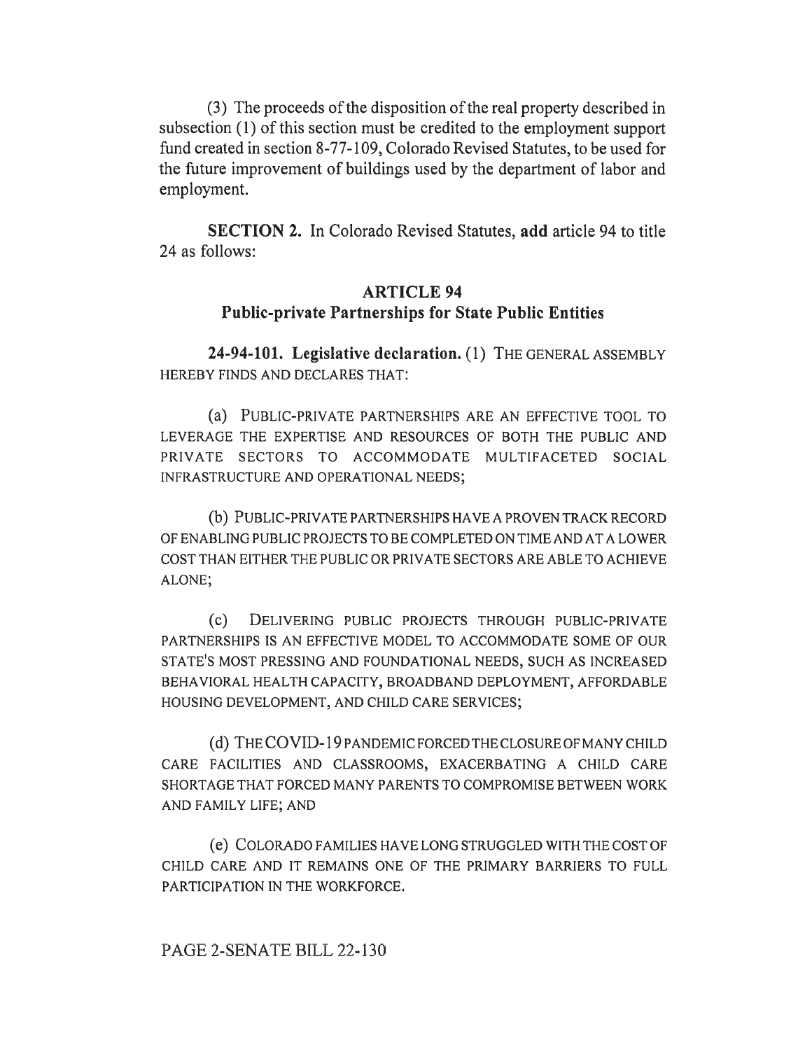(3) The proceeds of the disposition of the real property described in subsection (1) of this section must be credited to the employment support fund created in section 8-77-109, Colorado Revised Statutes, to be used for the future improvement of buildings used by the department of labor and employment.

**SECTION 2.** In Colorado Revised Statutes, **add** article 94 to title 24 as follows:

## ARTICLE 94
## Public-private Partnerships for State Public Entities

**24-94-101. Legislative declaration.** (1) THE GENERAL ASSEMBLY HEREBY FINDS AND DECLARES THAT:

(a) PUBLIC-PRIVATE PARTNERSHIPS ARE AN EFFECTIVE TOOL TO LEVERAGE THE EXPERTISE AND RESOURCES OF BOTH THE PUBLIC AND PRIVATE SECTORS TO ACCOMMODATE MULTIFACETED SOCIAL INFRASTRUCTURE AND OPERATIONAL NEEDS;

(b) PUBLIC-PRIVATE PARTNERSHIPS HAVE A PROVEN TRACK RECORD OF ENABLING PUBLIC PROJECTS TO BE COMPLETED ON TIME AND AT A LOWER COST THAN EITHER THE PUBLIC OR PRIVATE SECTORS ARE ABLE TO ACHIEVE ALONE;

(c) DELIVERING PUBLIC PROJECTS THROUGH PUBLIC-PRIVATE PARTNERSHIPS IS AN EFFECTIVE MODEL TO ACCOMMODATE SOME OF OUR STATE'S MOST PRESSING AND FOUNDATIONAL NEEDS, SUCH AS INCREASED BEHAVIORAL HEALTH CAPACITY, BROADBAND DEPLOYMENT, AFFORDABLE HOUSING DEVELOPMENT, AND CHILD CARE SERVICES;

(d) THE COVID-19 PANDEMIC FORCED THE CLOSURE OF MANY CHILD CARE FACILITIES AND CLASSROOMS, EXACERBATING A CHILD CARE SHORTAGE THAT FORCED MANY PARENTS TO COMPROMISE BETWEEN WORK AND FAMILY LIFE; AND

(e) COLORADO FAMILIES HAVE LONG STRUGGLED WITH THE COST OF CHILD CARE AND IT REMAINS ONE OF THE PRIMARY BARRIERS TO FULL PARTICIPATION IN THE WORKFORCE.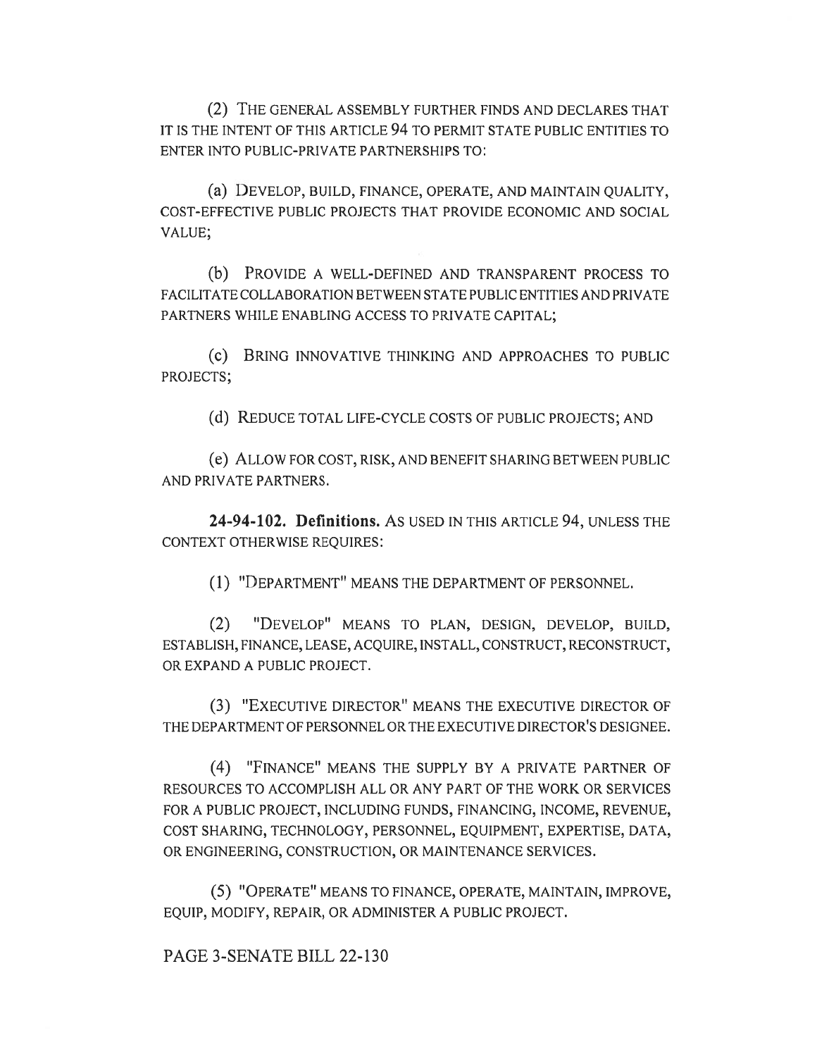(2) THE GENERAL ASSEMBLY FURTHER FINDS AND DECLARES THAT IT IS THE INTENT OF THIS ARTICLE 94 TO PERMIT STATE PUBLIC ENTITIES TO ENTER INTO PUBLIC-PRIVATE PARTNERSHIPS TO:

(a) DEVELOP, BUILD, FINANCE, OPERATE, AND MAINTAIN QUALITY, COST-EFFECTIVE PUBLIC PROJECTS THAT PROVIDE ECONOMIC AND SOCIAL VALUE;

(b) PROVIDE A WELL-DEFINED AND TRANSPARENT PROCESS TO FACILITATE COLLABORATION BETWEEN STATE PUBLIC ENTITIES AND PRIVATE PARTNERS WHILE ENABLING ACCESS TO PRIVATE CAPITAL;

(c) BRING INNOVATIVE THINKING AND APPROACHES TO PUBLIC PROJECTS;

(d) REDUCE TOTAL LIFE-CYCLE COSTS OF PUBLIC PROJECTS; AND

(e) ALLOW FOR COST, RISK, AND BENEFIT SHARING BETWEEN PUBLIC AND PRIVATE PARTNERS.

**24-94-102. Definitions.** AS USED IN THIS ARTICLE 94, UNLESS THE CONTEXT OTHERWISE REQUIRES:

(1) "DEPARTMENT" MEANS THE DEPARTMENT OF PERSONNEL.

(2) "DEVELOP" MEANS TO PLAN, DESIGN, DEVELOP, BUILD, ESTABLISH, FINANCE, LEASE, ACQUIRE, INSTALL, CONSTRUCT, RECONSTRUCT, OR EXPAND A PUBLIC PROJECT.

(3) "EXECUTIVE DIRECTOR" MEANS THE EXECUTIVE DIRECTOR OF THE DEPARTMENT OF PERSONNEL OR THE EXECUTIVE DIRECTOR'S DESIGNEE.

(4) "FINANCE" MEANS THE SUPPLY BY A PRIVATE PARTNER OF RESOURCES TO ACCOMPLISH ALL OR ANY PART OF THE WORK OR SERVICES FOR A PUBLIC PROJECT, INCLUDING FUNDS, FINANCING, INCOME, REVENUE, COST SHARING, TECHNOLOGY, PERSONNEL, EQUIPMENT, EXPERTISE, DATA, OR ENGINEERING, CONSTRUCTION, OR MAINTENANCE SERVICES.

(5) "OPERATE" MEANS TO FINANCE, OPERATE, MAINTAIN, IMPROVE, EQUIP, MODIFY, REPAIR, OR ADMINISTER A PUBLIC PROJECT.

PAGE 3-SENATE BILL 22-130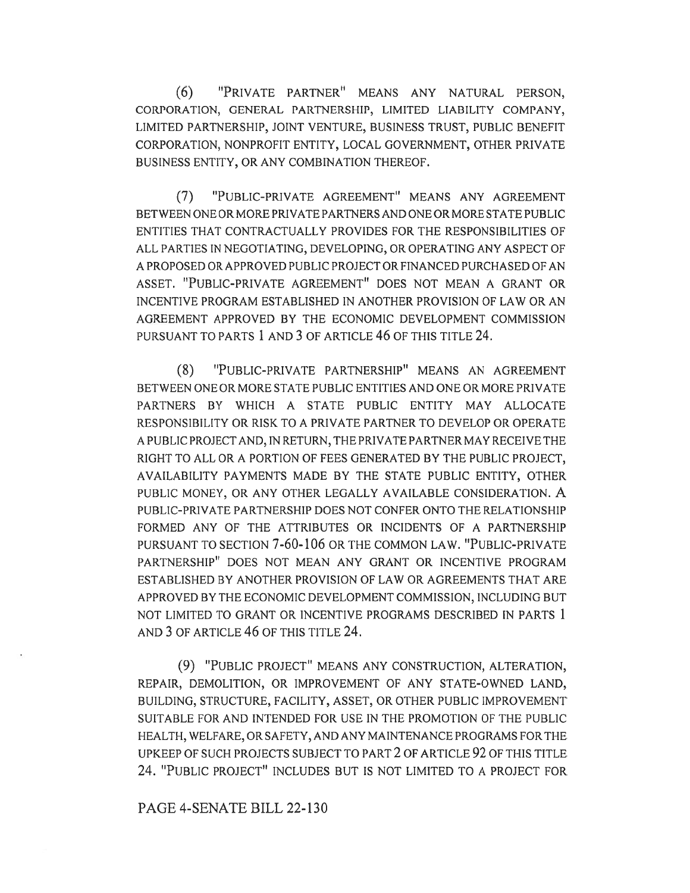(6) "PRIVATE PARTNER" MEANS ANY NATURAL PERSON, CORPORATION, GENERAL PARTNERSHIP, LIMITED LIABILITY COMPANY, LIMITED PARTNERSHIP, JOINT VENTURE, BUSINESS TRUST, PUBLIC BENEFIT CORPORATION, NONPROFIT ENTITY, LOCAL GOVERNMENT, OTHER PRIVATE BUSINESS ENTITY, OR ANY COMBINATION THEREOF.

(7) "PUBLIC-PRIVATE AGREEMENT" MEANS ANY AGREEMENT BETWEEN ONE OR MORE PRIVATE PARTNERS AND ONE OR MORE STATE PUBLIC ENTITIES THAT CONTRACTUALLY PROVIDES FOR THE RESPONSIBILITIES OF ALL PARTIES IN NEGOTIATING, DEVELOPING, OR OPERATING ANY ASPECT OF A PROPOSED OR APPROVED PUBLIC PROJECT OR FINANCED PURCHASED OF AN ASSET. "PUBLIC-PRIVATE AGREEMENT" DOES NOT MEAN A GRANT OR INCENTIVE PROGRAM ESTABLISHED IN ANOTHER PROVISION OF LAW OR AN AGREEMENT APPROVED BY THE ECONOMIC DEVELOPMENT COMMISSION PURSUANT TO PARTS 1 AND 3 OF ARTICLE 46 OF THIS TITLE 24.

(8) "PUBLIC-PRIVATE PARTNERSHIP" MEANS AN AGREEMENT BETWEEN ONE OR MORE STATE PUBLIC ENTITIES AND ONE OR MORE PRIVATE PARTNERS BY WHICH A STATE PUBLIC ENTITY MAY ALLOCATE RESPONSIBILITY OR RISK TO A PRIVATE PARTNER TO DEVELOP OR OPERATE A PUBLIC PROJECT AND, IN RETURN, THE PRIVATE PARTNER MAY RECEIVE THE RIGHT TO ALL OR A PORTION OF FEES GENERATED BY THE PUBLIC PROJECT, AVAILABILITY PAYMENTS MADE BY THE STATE PUBLIC ENTITY, OTHER PUBLIC MONEY, OR ANY OTHER LEGALLY AVAILABLE CONSIDERATION. A PUBLIC-PRIVATE PARTNERSHIP DOES NOT CONFER ONTO THE RELATIONSHIP FORMED ANY OF THE ATTRIBUTES OR INCIDENTS OF A PARTNERSHIP PURSUANT TO SECTION 7-60-106 OR THE COMMON LAW. "PUBLIC-PRIVATE PARTNERSHIP" DOES NOT MEAN ANY GRANT OR INCENTIVE PROGRAM ESTABLISHED BY ANOTHER PROVISION OF LAW OR AGREEMENTS THAT ARE APPROVED BY THE ECONOMIC DEVELOPMENT COMMISSION, INCLUDING BUT NOT LIMITED TO GRANT OR INCENTIVE PROGRAMS DESCRIBED IN PARTS 1 AND 3 OF ARTICLE 46 OF THIS TITLE 24.

(9) "PUBLIC PROJECT" MEANS ANY CONSTRUCTION, ALTERATION, REPAIR, DEMOLITION, OR IMPROVEMENT OF ANY STATE-OWNED LAND, BUILDING, STRUCTURE, FACILITY, ASSET, OR OTHER PUBLIC IMPROVEMENT SUITABLE FOR AND INTENDED FOR USE IN THE PROMOTION OF THE PUBLIC HEALTH, WELFARE, OR SAFETY, AND ANY MAINTENANCE PROGRAMS FOR THE UPKEEP OF SUCH PROJECTS SUBJECT TO PART 2 OF ARTICLE 92 OF THIS TITLE 24. "PUBLIC PROJECT" INCLUDES BUT IS NOT LIMITED TO A PROJECT FOR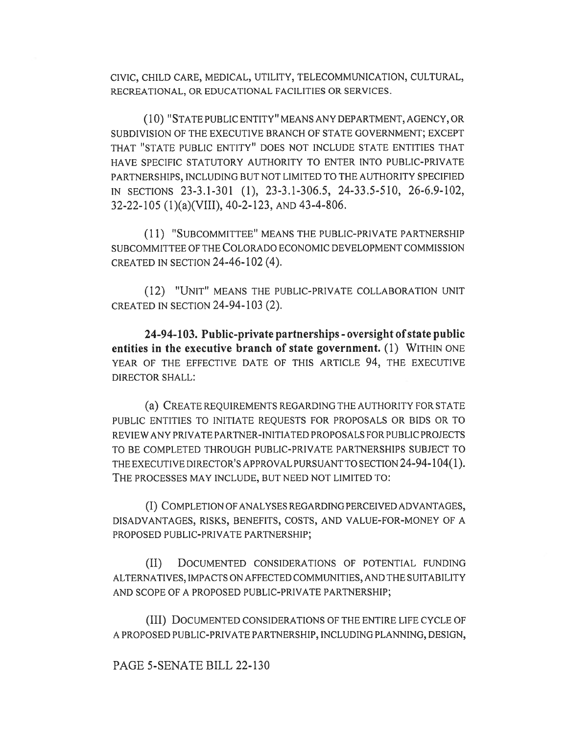CIVIC, CHILD CARE, MEDICAL, UTILITY, TELECOMMUNICATION, CULTURAL, RECREATIONAL, OR EDUCATIONAL FACILITIES OR SERVICES.

(10) "STATE PUBLIC ENTITY" MEANS ANY DEPARTMENT, AGENCY, OR SUBDIVISION OF THE EXECUTIVE BRANCH OF STATE GOVERNMENT; EXCEPT THAT "STATE PUBLIC ENTITY" DOES NOT INCLUDE STATE ENTITIES THAT HAVE SPECIFIC STATUTORY AUTHORITY TO ENTER INTO PUBLIC-PRIVATE PARTNERSHIPS, INCLUDING BUT NOT LIMITED TO THE AUTHORITY SPECIFIED IN SECTIONS 23-3.1-301 (1), 23-3.1-306.5, 24-33.5-510, 26-6.9-102, 32-22-105 (1)(a)(VIII), 40-2-123, AND 43-4-806.

(11) "SUBCOMMITTEE" MEANS THE PUBLIC-PRIVATE PARTNERSHIP SUBCOMMITTEE OF THE COLORADO ECONOMIC DEVELOPMENT COMMISSION CREATED IN SECTION 24-46-102 (4).

(12) "UNIT" MEANS THE PUBLIC-PRIVATE COLLABORATION UNIT CREATED IN SECTION 24-94-103 (2).

**24-94-103. Public-private partnerships - oversight of state public entities in the executive branch of state government.** (1) WITHIN ONE YEAR OF THE EFFECTIVE DATE OF THIS ARTICLE 94, THE EXECUTIVE DIRECTOR SHALL:

(a) CREATE REQUIREMENTS REGARDING THE AUTHORITY FOR STATE PUBLIC ENTITIES TO INITIATE REQUESTS FOR PROPOSALS OR BIDS OR TO REVIEW ANY PRIVATE PARTNER-INITIATED PROPOSALS FOR PUBLIC PROJECTS TO BE COMPLETED THROUGH PUBLIC-PRIVATE PARTNERSHIPS SUBJECT TO THE EXECUTIVE DIRECTOR'S APPROVAL PURSUANT TO SECTION 24-94-104(1). THE PROCESSES MAY INCLUDE, BUT NEED NOT LIMITED TO:

(I) COMPLETION OF ANALYSES REGARDING PERCEIVED ADVANTAGES, DISADVANTAGES, RISKS, BENEFITS, COSTS, AND VALUE-FOR-MONEY OF A PROPOSED PUBLIC-PRIVATE PARTNERSHIP;

(II) DOCUMENTED CONSIDERATIONS OF POTENTIAL FUNDING ALTERNATIVES, IMPACTS ON AFFECTED COMMUNITIES, AND THE SUITABILITY AND SCOPE OF A PROPOSED PUBLIC-PRIVATE PARTNERSHIP;

(III) DOCUMENTED CONSIDERATIONS OF THE ENTIRE LIFE CYCLE OF A PROPOSED PUBLIC-PRIVATE PARTNERSHIP, INCLUDING PLANNING, DESIGN,

PAGE 5-SENATE BILL 22-130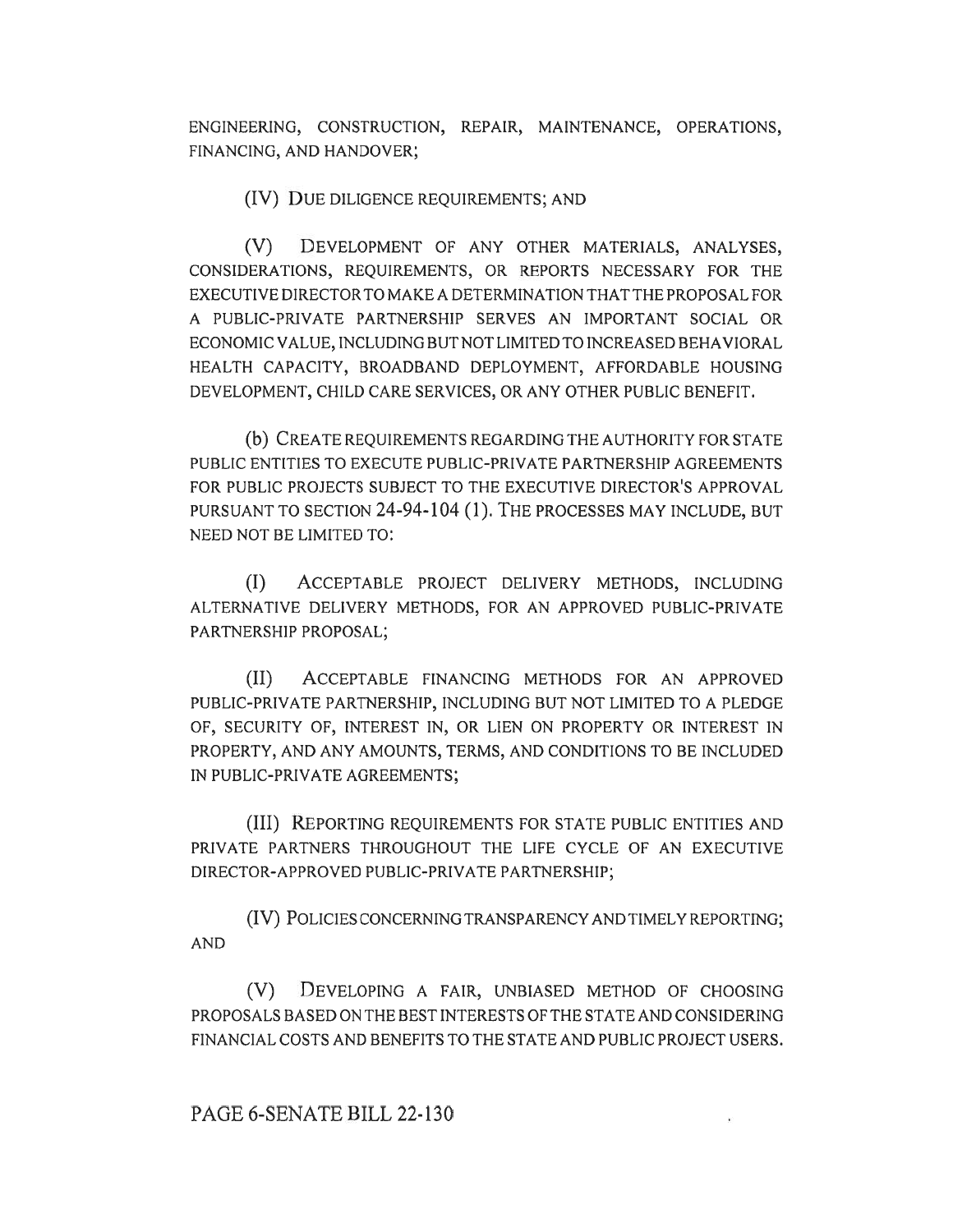ENGINEERING, CONSTRUCTION, REPAIR, MAINTENANCE, OPERATIONS, FINANCING, AND HANDOVER;

(IV) DUE DILIGENCE REQUIREMENTS; AND

(V) DEVELOPMENT OF ANY OTHER MATERIALS, ANALYSES, CONSIDERATIONS, REQUIREMENTS, OR REPORTS NECESSARY FOR THE EXECUTIVE DIRECTOR TO MAKE A DETERMINATION THAT THE PROPOSAL FOR A PUBLIC-PRIVATE PARTNERSHIP SERVES AN IMPORTANT SOCIAL OR ECONOMIC VALUE, INCLUDING BUT NOT LIMITED TO INCREASED BEHAVIORAL HEALTH CAPACITY, BROADBAND DEPLOYMENT, AFFORDABLE HOUSING DEVELOPMENT, CHILD CARE SERVICES, OR ANY OTHER PUBLIC BENEFIT.

(b) CREATE REQUIREMENTS REGARDING THE AUTHORITY FOR STATE PUBLIC ENTITIES TO EXECUTE PUBLIC-PRIVATE PARTNERSHIP AGREEMENTS FOR PUBLIC PROJECTS SUBJECT TO THE EXECUTIVE DIRECTOR'S APPROVAL PURSUANT TO SECTION 24-94-104 (1). THE PROCESSES MAY INCLUDE, BUT NEED NOT BE LIMITED TO:

(I) ACCEPTABLE PROJECT DELIVERY METHODS, INCLUDING ALTERNATIVE DELIVERY METHODS, FOR AN APPROVED PUBLIC-PRIVATE PARTNERSHIP PROPOSAL;

(II) ACCEPTABLE FINANCING METHODS FOR AN APPROVED PUBLIC-PRIVATE PARTNERSHIP, INCLUDING BUT NOT LIMITED TO A PLEDGE OF, SECURITY OF, INTEREST IN, OR LIEN ON PROPERTY OR INTEREST IN PROPERTY, AND ANY AMOUNTS, TERMS, AND CONDITIONS TO BE INCLUDED IN PUBLIC-PRIVATE AGREEMENTS;

(III) REPORTING REQUIREMENTS FOR STATE PUBLIC ENTITIES AND PRIVATE PARTNERS THROUGHOUT THE LIFE CYCLE OF AN EXECUTIVE DIRECTOR-APPROVED PUBLIC-PRIVATE PARTNERSHIP;

(IV) POLICIES CONCERNING TRANSPARENCY AND TIMELY REPORTING; AND

(V) DEVELOPING A FAIR, UNBIASED METHOD OF CHOOSING PROPOSALS BASED ON THE BEST INTERESTS OF THE STATE AND CONSIDERING FINANCIAL COSTS AND BENEFITS TO THE STATE AND PUBLIC PROJECT USERS.

PAGE 6-SENATE BILL 22-130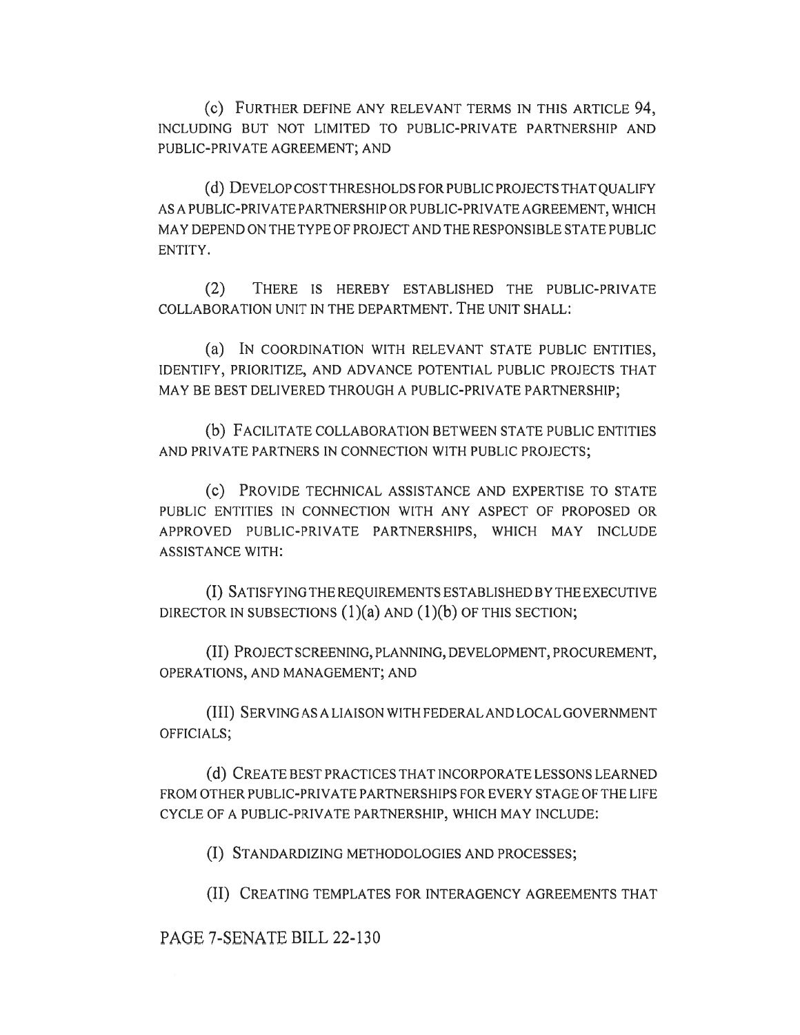(c) FURTHER DEFINE ANY RELEVANT TERMS IN THIS ARTICLE 94, INCLUDING BUT NOT LIMITED TO PUBLIC-PRIVATE PARTNERSHIP AND PUBLIC-PRIVATE AGREEMENT; AND

(d) DEVELOP COST THRESHOLDS FOR PUBLIC PROJECTS THAT QUALIFY AS A PUBLIC-PRIVATE PARTNERSHIP OR PUBLIC-PRIVATE AGREEMENT, WHICH MAY DEPEND ON THE TYPE OF PROJECT AND THE RESPONSIBLE STATE PUBLIC ENTITY.

(2) THERE IS HEREBY ESTABLISHED THE PUBLIC-PRIVATE COLLABORATION UNIT IN THE DEPARTMENT. THE UNIT SHALL:

(a) IN COORDINATION WITH RELEVANT STATE PUBLIC ENTITIES, IDENTIFY, PRIORITIZE, AND ADVANCE POTENTIAL PUBLIC PROJECTS THAT MAY BE BEST DELIVERED THROUGH A PUBLIC-PRIVATE PARTNERSHIP;

(b) FACILITATE COLLABORATION BETWEEN STATE PUBLIC ENTITIES AND PRIVATE PARTNERS IN CONNECTION WITH PUBLIC PROJECTS;

(c) PROVIDE TECHNICAL ASSISTANCE AND EXPERTISE TO STATE PUBLIC ENTITIES IN CONNECTION WITH ANY ASPECT OF PROPOSED OR APPROVED PUBLIC-PRIVATE PARTNERSHIPS, WHICH MAY INCLUDE ASSISTANCE WITH:

(I) SATISFYING THE REQUIREMENTS ESTABLISHED BY THE EXECUTIVE DIRECTOR IN SUBSECTIONS (1)(a) AND (1)(b) OF THIS SECTION;

(II) PROJECT SCREENING, PLANNING, DEVELOPMENT, PROCUREMENT, OPERATIONS, AND MANAGEMENT; AND

(III) SERVING AS A LIAISON WITH FEDERAL AND LOCAL GOVERNMENT OFFICIALS;

(d) CREATE BEST PRACTICES THAT INCORPORATE LESSONS LEARNED FROM OTHER PUBLIC-PRIVATE PARTNERSHIPS FOR EVERY STAGE OF THE LIFE CYCLE OF A PUBLIC-PRIVATE PARTNERSHIP, WHICH MAY INCLUDE:

(I) STANDARDIZING METHODOLOGIES AND PROCESSES;

(II) CREATING TEMPLATES FOR INTERAGENCY AGREEMENTS THAT

PAGE 7-SENATE BILL 22-130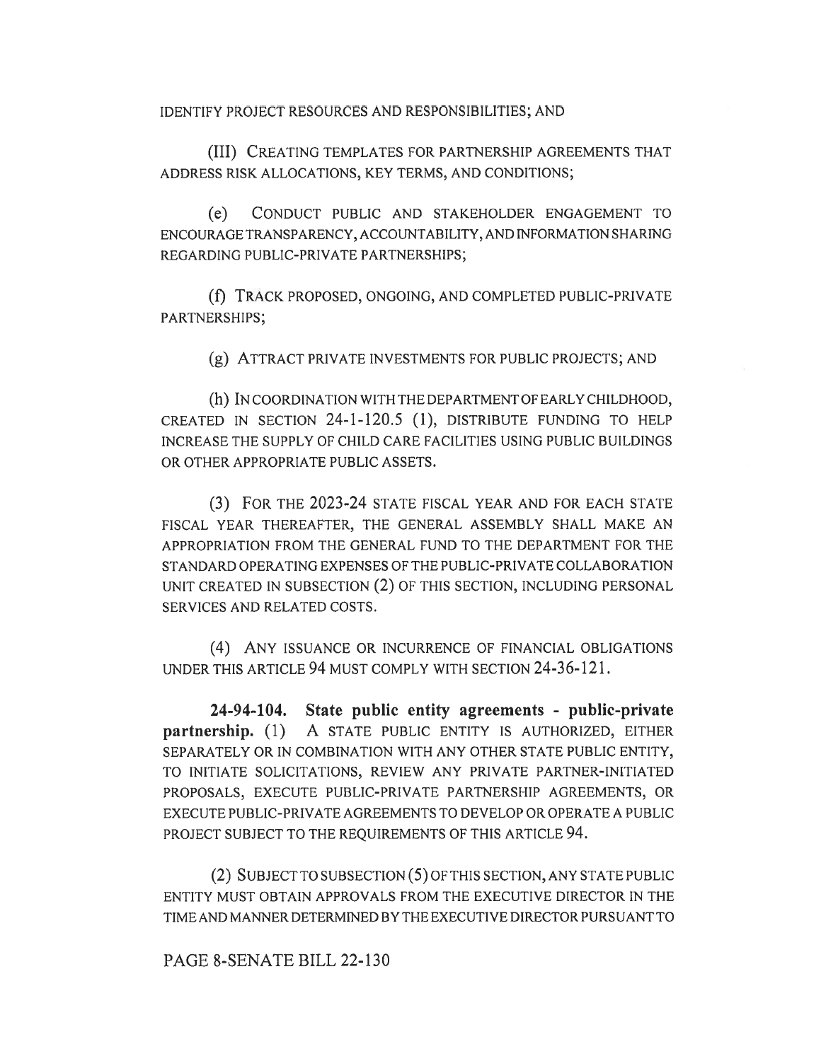IDENTIFY PROJECT RESOURCES AND RESPONSIBILITIES; AND

(III) CREATING TEMPLATES FOR PARTNERSHIP AGREEMENTS THAT ADDRESS RISK ALLOCATIONS, KEY TERMS, AND CONDITIONS;

(e) CONDUCT PUBLIC AND STAKEHOLDER ENGAGEMENT TO ENCOURAGE TRANSPARENCY, ACCOUNTABILITY, AND INFORMATION SHARING REGARDING PUBLIC-PRIVATE PARTNERSHIPS;

(f) TRACK PROPOSED, ONGOING, AND COMPLETED PUBLIC-PRIVATE PARTNERSHIPS;

(g) ATTRACT PRIVATE INVESTMENTS FOR PUBLIC PROJECTS; AND

(h) IN COORDINATION WITH THE DEPARTMENT OF EARLY CHILDHOOD, CREATED IN SECTION 24-1-120.5 (1), DISTRIBUTE FUNDING TO HELP INCREASE THE SUPPLY OF CHILD CARE FACILITIES USING PUBLIC BUILDINGS OR OTHER APPROPRIATE PUBLIC ASSETS.

(3) FOR THE 2023-24 STATE FISCAL YEAR AND FOR EACH STATE FISCAL YEAR THEREAFTER, THE GENERAL ASSEMBLY SHALL MAKE AN APPROPRIATION FROM THE GENERAL FUND TO THE DEPARTMENT FOR THE STANDARD OPERATING EXPENSES OF THE PUBLIC-PRIVATE COLLABORATION UNIT CREATED IN SUBSECTION (2) OF THIS SECTION, INCLUDING PERSONAL SERVICES AND RELATED COSTS.

(4) ANY ISSUANCE OR INCURRENCE OF FINANCIAL OBLIGATIONS UNDER THIS ARTICLE 94 MUST COMPLY WITH SECTION 24-36-121.

**24-94-104. State public entity agreements - public-private partnership.** (1) A STATE PUBLIC ENTITY IS AUTHORIZED, EITHER SEPARATELY OR IN COMBINATION WITH ANY OTHER STATE PUBLIC ENTITY, TO INITIATE SOLICITATIONS, REVIEW ANY PRIVATE PARTNER-INITIATED PROPOSALS, EXECUTE PUBLIC-PRIVATE PARTNERSHIP AGREEMENTS, OR EXECUTE PUBLIC-PRIVATE AGREEMENTS TO DEVELOP OR OPERATE A PUBLIC PROJECT SUBJECT TO THE REQUIREMENTS OF THIS ARTICLE 94.

(2) SUBJECT TO SUBSECTION (5) OF THIS SECTION, ANY STATE PUBLIC ENTITY MUST OBTAIN APPROVALS FROM THE EXECUTIVE DIRECTOR IN THE TIME AND MANNER DETERMINED BY THE EXECUTIVE DIRECTOR PURSUANT TO

PAGE 8-SENATE BILL 22-130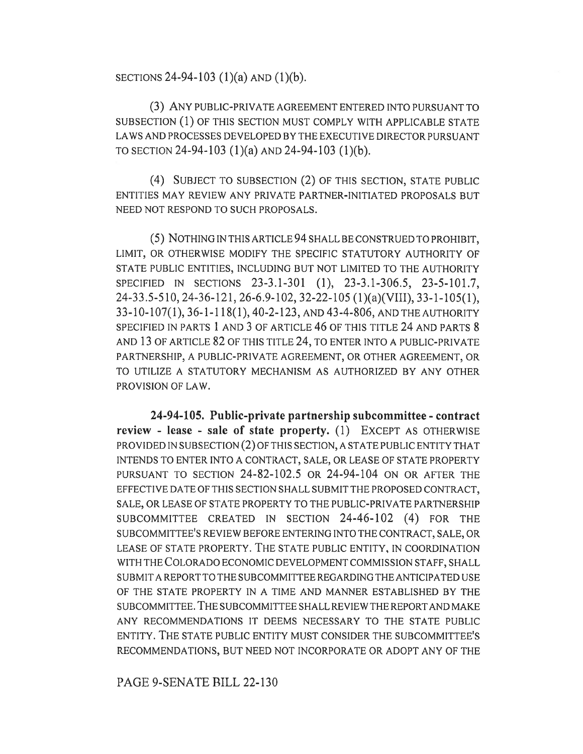SECTIONS 24-94-103 (1)(a) AND (1)(b).

(3) ANY PUBLIC-PRIVATE AGREEMENT ENTERED INTO PURSUANT TO SUBSECTION (1) OF THIS SECTION MUST COMPLY WITH APPLICABLE STATE LAWS AND PROCESSES DEVELOPED BY THE EXECUTIVE DIRECTOR PURSUANT TO SECTION 24-94-103 (1)(a) AND 24-94-103 (1)(b).

(4) SUBJECT TO SUBSECTION (2) OF THIS SECTION, STATE PUBLIC ENTITIES MAY REVIEW ANY PRIVATE PARTNER-INITIATED PROPOSALS BUT NEED NOT RESPOND TO SUCH PROPOSALS.

(5) NOTHING IN THIS ARTICLE 94 SHALL BE CONSTRUED TO PROHIBIT, LIMIT, OR OTHERWISE MODIFY THE SPECIFIC STATUTORY AUTHORITY OF STATE PUBLIC ENTITIES, INCLUDING BUT NOT LIMITED TO THE AUTHORITY SPECIFIED IN SECTIONS 23-3.1-301 (1), 23-3.1-306.5, 23-5-101.7, 24-33.5-510, 24-36-121, 26-6.9-102, 32-22-105 (1)(a)(VIII), 33-1-105(1), 33-10-107(1), 36-1-118(1), 40-2-123, AND 43-4-806, AND THE AUTHORITY SPECIFIED IN PARTS 1 AND 3 OF ARTICLE 46 OF THIS TITLE 24 AND PARTS 8 AND 13 OF ARTICLE 82 OF THIS TITLE 24, TO ENTER INTO A PUBLIC-PRIVATE PARTNERSHIP, A PUBLIC-PRIVATE AGREEMENT, OR OTHER AGREEMENT, OR TO UTILIZE A STATUTORY MECHANISM AS AUTHORIZED BY ANY OTHER PROVISION OF LAW.

**24-94-105. Public-private partnership subcommittee - contract review - lease - sale of state property.** (1) EXCEPT AS OTHERWISE PROVIDED IN SUBSECTION (2) OF THIS SECTION, A STATE PUBLIC ENTITY THAT INTENDS TO ENTER INTO A CONTRACT, SALE, OR LEASE OF STATE PROPERTY PURSUANT TO SECTION 24-82-102.5 OR 24-94-104 ON OR AFTER THE EFFECTIVE DATE OF THIS SECTION SHALL SUBMIT THE PROPOSED CONTRACT, SALE, OR LEASE OF STATE PROPERTY TO THE PUBLIC-PRIVATE PARTNERSHIP SUBCOMMITTEE CREATED IN SECTION 24-46-102 (4) FOR THE SUBCOMMITTEE'S REVIEW BEFORE ENTERING INTO THE CONTRACT, SALE, OR LEASE OF STATE PROPERTY. THE STATE PUBLIC ENTITY, IN COORDINATION WITH THE COLORADO ECONOMIC DEVELOPMENT COMMISSION STAFF, SHALL SUBMIT A REPORT TO THE SUBCOMMITTEE REGARDING THE ANTICIPATED USE OF THE STATE PROPERTY IN A TIME AND MANNER ESTABLISHED BY THE SUBCOMMITTEE. THE SUBCOMMITTEE SHALL REVIEW THE REPORT AND MAKE ANY RECOMMENDATIONS IT DEEMS NECESSARY TO THE STATE PUBLIC ENTITY. THE STATE PUBLIC ENTITY MUST CONSIDER THE SUBCOMMITTEE'S RECOMMENDATIONS, BUT NEED NOT INCORPORATE OR ADOPT ANY OF THE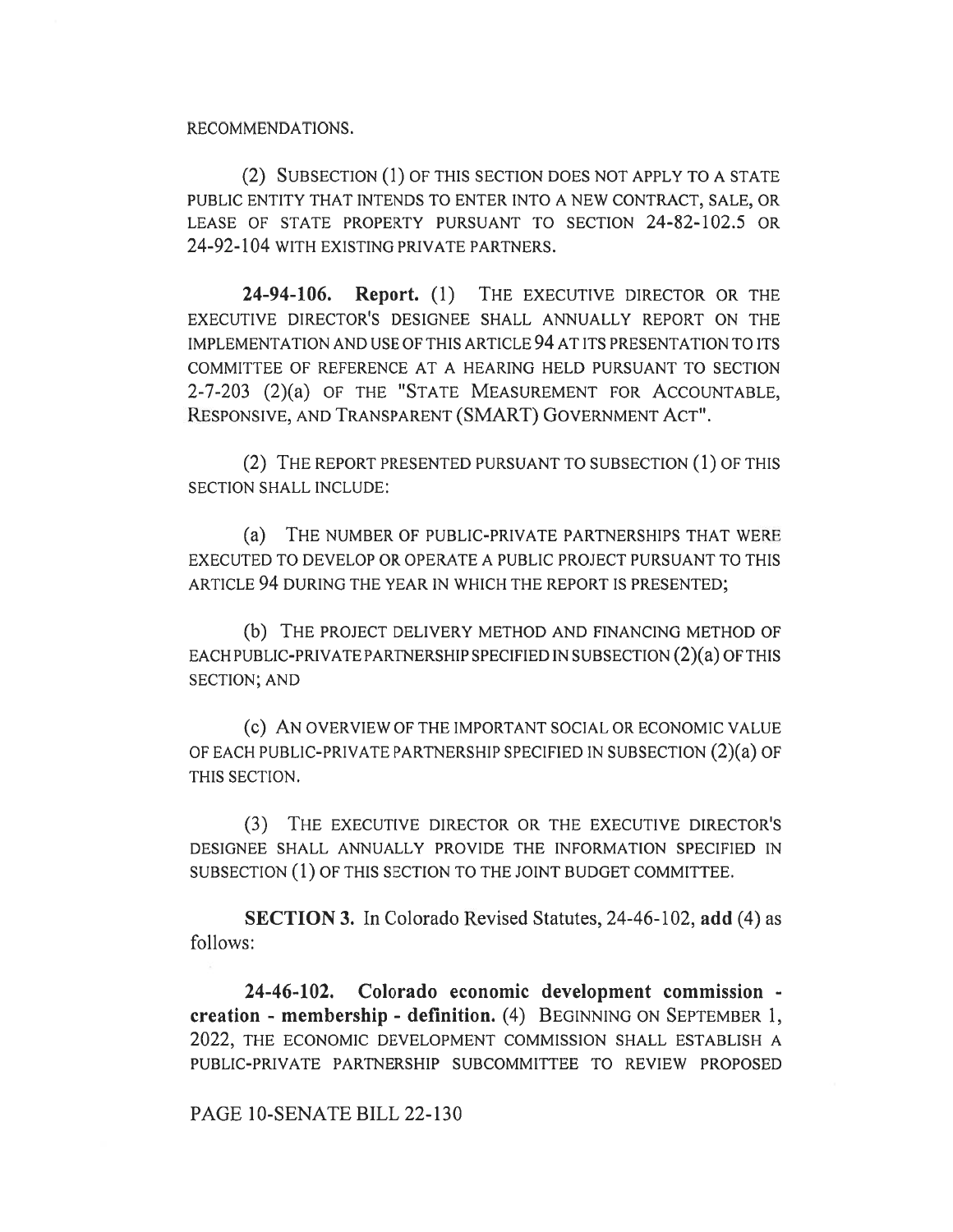RECOMMENDATIONS.

(2) SUBSECTION (1) OF THIS SECTION DOES NOT APPLY TO A STATE PUBLIC ENTITY THAT INTENDS TO ENTER INTO A NEW CONTRACT, SALE, OR LEASE OF STATE PROPERTY PURSUANT TO SECTION 24-82-102.5 OR 24-92-104 WITH EXISTING PRIVATE PARTNERS.

**24-94-106. Report.** (1) THE EXECUTIVE DIRECTOR OR THE EXECUTIVE DIRECTOR'S DESIGNEE SHALL ANNUALLY REPORT ON THE IMPLEMENTATION AND USE OF THIS ARTICLE 94 AT ITS PRESENTATION TO ITS COMMITTEE OF REFERENCE AT A HEARING HELD PURSUANT TO SECTION 2-7-203 (2)(a) OF THE "STATE MEASUREMENT FOR ACCOUNTABLE, RESPONSIVE, AND TRANSPARENT (SMART) GOVERNMENT ACT".

(2) THE REPORT PRESENTED PURSUANT TO SUBSECTION (1) OF THIS SECTION SHALL INCLUDE:

(a) THE NUMBER OF PUBLIC-PRIVATE PARTNERSHIPS THAT WERE EXECUTED TO DEVELOP OR OPERATE A PUBLIC PROJECT PURSUANT TO THIS ARTICLE 94 DURING THE YEAR IN WHICH THE REPORT IS PRESENTED;

(b) THE PROJECT DELIVERY METHOD AND FINANCING METHOD OF EACH PUBLIC-PRIVATE PARTNERSHIP SPECIFIED IN SUBSECTION (2)(a) OF THIS SECTION; AND

(c) AN OVERVIEW OF THE IMPORTANT SOCIAL OR ECONOMIC VALUE OF EACH PUBLIC-PRIVATE PARTNERSHIP SPECIFIED IN SUBSECTION (2)(a) OF THIS SECTION.

(3) THE EXECUTIVE DIRECTOR OR THE EXECUTIVE DIRECTOR'S DESIGNEE SHALL ANNUALLY PROVIDE THE INFORMATION SPECIFIED IN SUBSECTION (1) OF THIS SECTION TO THE JOINT BUDGET COMMITTEE.

**SECTION 3.** In Colorado Revised Statutes, 24-46-102, **add** (4) as follows:

**24-46-102. Colorado economic development commission - creation - membership - definition.** (4) BEGINNING ON SEPTEMBER 1, 2022, THE ECONOMIC DEVELOPMENT COMMISSION SHALL ESTABLISH A PUBLIC-PRIVATE PARTNERSHIP SUBCOMMITTEE TO REVIEW PROPOSED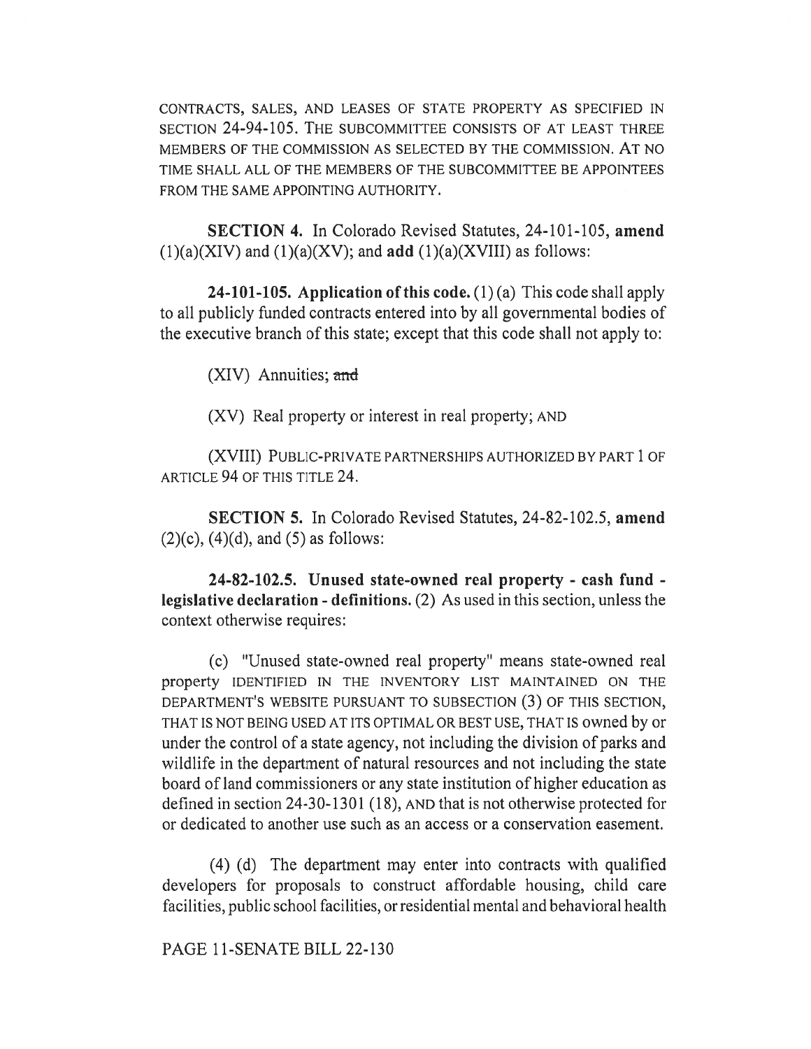CONTRACTS, SALES, AND LEASES OF STATE PROPERTY AS SPECIFIED IN SECTION 24-94-105. THE SUBCOMMITTEE CONSISTS OF AT LEAST THREE MEMBERS OF THE COMMISSION AS SELECTED BY THE COMMISSION. AT NO TIME SHALL ALL OF THE MEMBERS OF THE SUBCOMMITTEE BE APPOINTEES FROM THE SAME APPOINTING AUTHORITY.

**SECTION 4.** In Colorado Revised Statutes, 24-101-105, **amend** (1)(a)(XIV) and (1)(a)(XV); and **add** (1)(a)(XVIII) as follows:

**24-101-105. Application of this code.** (1) (a) This code shall apply to all publicly funded contracts entered into by all governmental bodies of the executive branch of this state; except that this code shall not apply to:

(XIV) Annuities; ~~and~~

(XV) Real property or interest in real property; AND

(XVIII) PUBLIC-PRIVATE PARTNERSHIPS AUTHORIZED BY PART 1 OF ARTICLE 94 OF THIS TITLE 24.

**SECTION 5.** In Colorado Revised Statutes, 24-82-102.5, **amend** (2)(c), (4)(d), and (5) as follows:

**24-82-102.5. Unused state-owned real property - cash fund - legislative declaration - definitions.** (2) As used in this section, unless the context otherwise requires:

(c) "Unused state-owned real property" means state-owned real property IDENTIFIED IN THE INVENTORY LIST MAINTAINED ON THE DEPARTMENT'S WEBSITE PURSUANT TO SUBSECTION (3) OF THIS SECTION, THAT IS NOT BEING USED AT ITS OPTIMAL OR BEST USE, THAT IS owned by or under the control of a state agency, not including the division of parks and wildlife in the department of natural resources and not including the state board of land commissioners or any state institution of higher education as defined in section 24-30-1301 (18), AND that is not otherwise protected for or dedicated to another use such as an access or a conservation easement.

(4) (d) The department may enter into contracts with qualified developers for proposals to construct affordable housing, child care facilities, public school facilities, or residential mental and behavioral health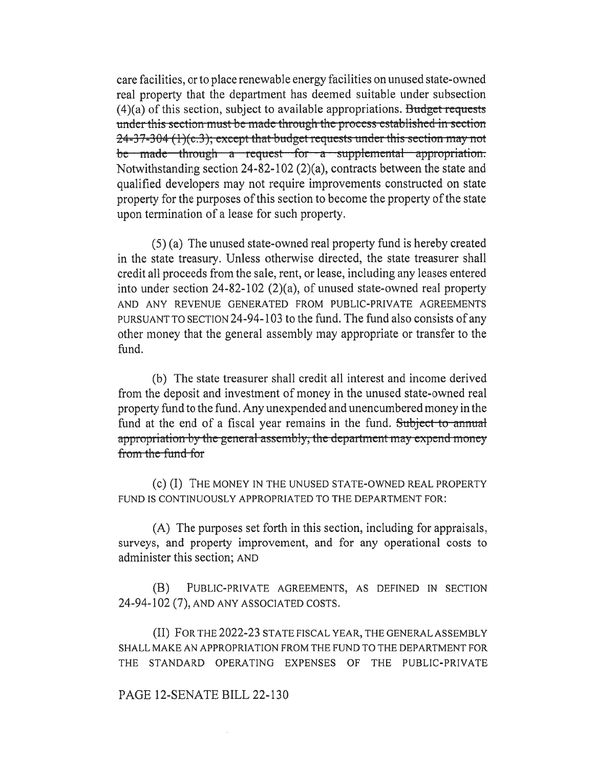care facilities, or to place renewable energy facilities on unused state-owned real property that the department has deemed suitable under subsection (4)(a) of this section, subject to available appropriations. ~~Budget requests under this section must be made through the process established in section 24-37-304 (1)(c.3); except that budget requests under this section may not be made through a request for a supplemental appropriation.~~ Notwithstanding section 24-82-102 (2)(a), contracts between the state and qualified developers may not require improvements constructed on state property for the purposes of this section to become the property of the state upon termination of a lease for such property.

(5) (a) The unused state-owned real property fund is hereby created in the state treasury. Unless otherwise directed, the state treasurer shall credit all proceeds from the sale, rent, or lease, including any leases entered into under section 24-82-102 (2)(a), of unused state-owned real property AND ANY REVENUE GENERATED FROM PUBLIC-PRIVATE AGREEMENTS PURSUANT TO SECTION 24-94-103 to the fund. The fund also consists of any other money that the general assembly may appropriate or transfer to the fund.

(b) The state treasurer shall credit all interest and income derived from the deposit and investment of money in the unused state-owned real property fund to the fund. Any unexpended and unencumbered money in the fund at the end of a fiscal year remains in the fund. ~~Subject to annual appropriation by the general assembly, the department may expend money from the fund for~~

(c) (I) THE MONEY IN THE UNUSED STATE-OWNED REAL PROPERTY FUND IS CONTINUOUSLY APPROPRIATED TO THE DEPARTMENT FOR:

(A) The purposes set forth in this section, including for appraisals, surveys, and property improvement, and for any operational costs to administer this section; AND

(B) PUBLIC-PRIVATE AGREEMENTS, AS DEFINED IN SECTION 24-94-102 (7), AND ANY ASSOCIATED COSTS.

(II) FOR THE 2022-23 STATE FISCAL YEAR, THE GENERAL ASSEMBLY SHALL MAKE AN APPROPRIATION FROM THE FUND TO THE DEPARTMENT FOR THE STANDARD OPERATING EXPENSES OF THE PUBLIC-PRIVATE

PAGE 12-SENATE BILL 22-130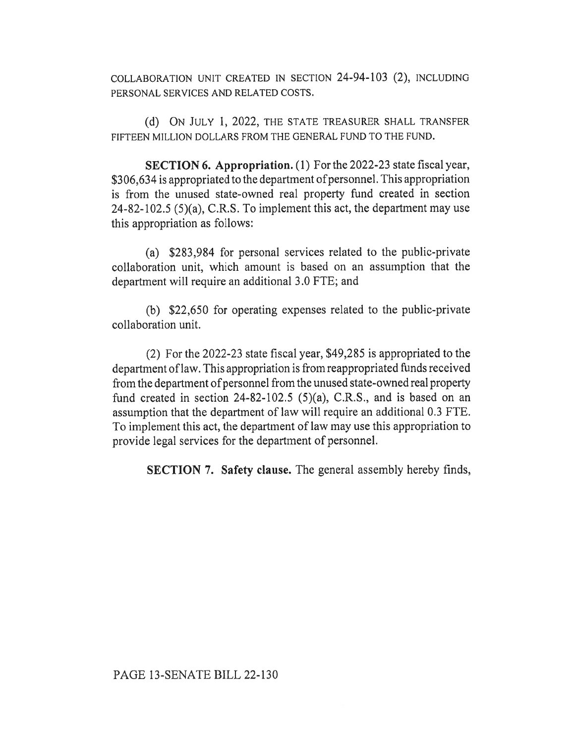COLLABORATION UNIT CREATED IN SECTION 24-94-103 (2), INCLUDING PERSONAL SERVICES AND RELATED COSTS.

(d) ON JULY 1, 2022, THE STATE TREASURER SHALL TRANSFER FIFTEEN MILLION DOLLARS FROM THE GENERAL FUND TO THE FUND.

**SECTION 6. Appropriation.** (1) For the 2022-23 state fiscal year, $306,634 is appropriated to the department of personnel. This appropriation is from the unused state-owned real property fund created in section 24-82-102.5 (5)(a), C.R.S. To implement this act, the department may use this appropriation as follows:

(a) $283,984 for personal services related to the public-private collaboration unit, which amount is based on an assumption that the department will require an additional 3.0 FTE; and

(b) $22,650 for operating expenses related to the public-private collaboration unit.

(2) For the 2022-23 state fiscal year, $49,285 is appropriated to the department of law. This appropriation is from reappropriated funds received from the department of personnel from the unused state-owned real property fund created in section 24-82-102.5 (5)(a), C.R.S., and is based on an assumption that the department of law will require an additional 0.3 FTE. To implement this act, the department of law may use this appropriation to provide legal services for the department of personnel.

**SECTION 7. Safety clause.** The general assembly hereby finds,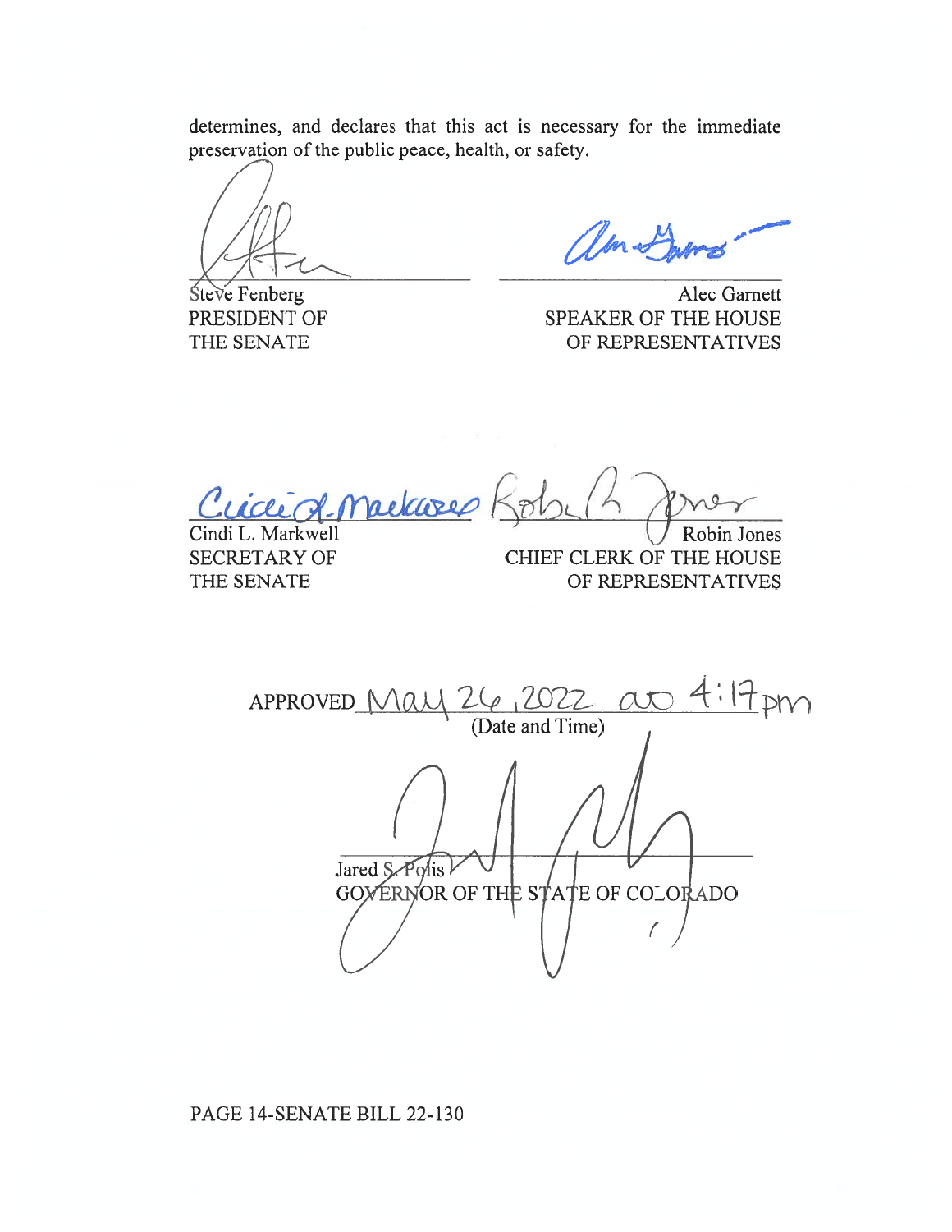determines, and declares that this act is necessary for the immediate preservation of the public peace, health, or safety.

Steve Fenberg
PRESIDENT OF
THE SENATE

Alec Garnett
SPEAKER OF THE HOUSE
OF REPRESENTATIVES

Cindi L. Markwell
SECRETARY OF
THE SENATE

Robin Jones
CHIEF CLERK OF THE HOUSE
OF REPRESENTATIVES

APPROVED May 26, 2022 at 4:17 pm
(Date and Time)

Jared S. Polis
GOVERNOR OF THE STATE OF COLORADO

PAGE 14-SENATE BILL 22-130